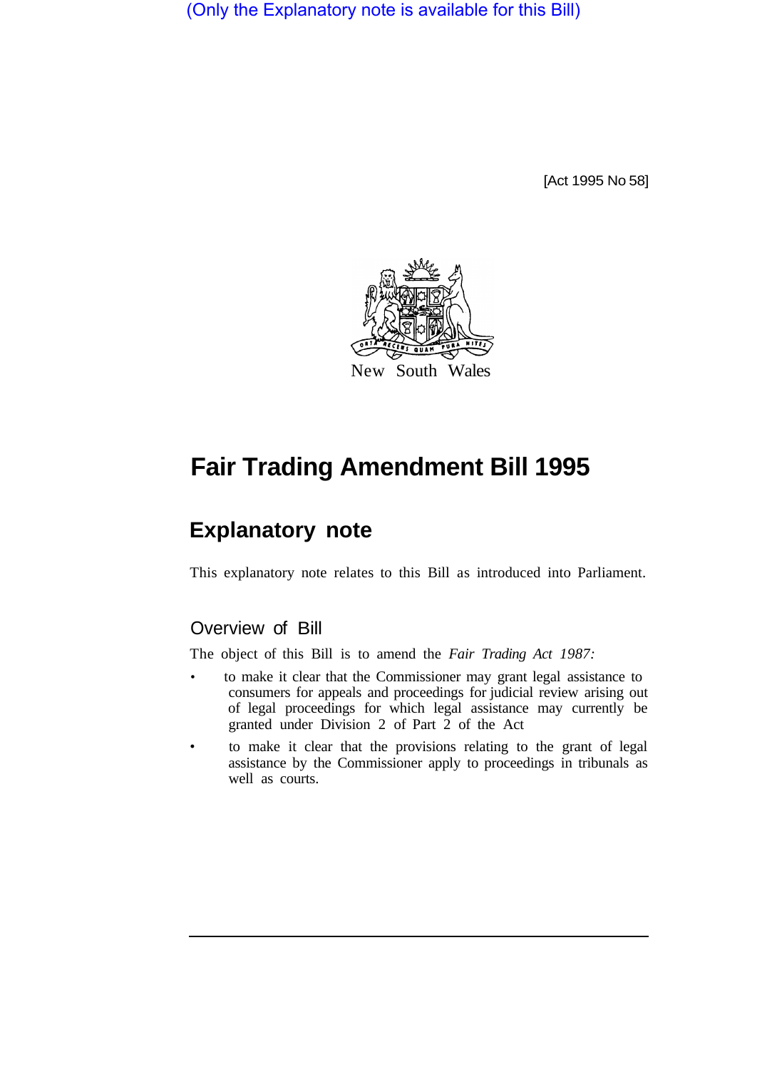(Only the Explanatory note is available for this Bill)

[Act 1995 No 58]

New South Wales

# Fair Trading Amendment Bill 1995

## Explanatory note

This explanatory note relates to this Bill as introduced into Parliament.

### Overview of Bill

The object of this Bill is to amend the *Fair Trading Act 1987:*

- to make it clear that the Commissioner may grant legal assistance to consumers for appeals and proceedings for judicial review arising out of legal proceedings for which legal assistance may currently be granted under Division 2 of Part 2 of the Act
- to make it clear that the provisions relating to the grant of legal assistance by the Commissioner apply to proceedings in tribunals as well as courts.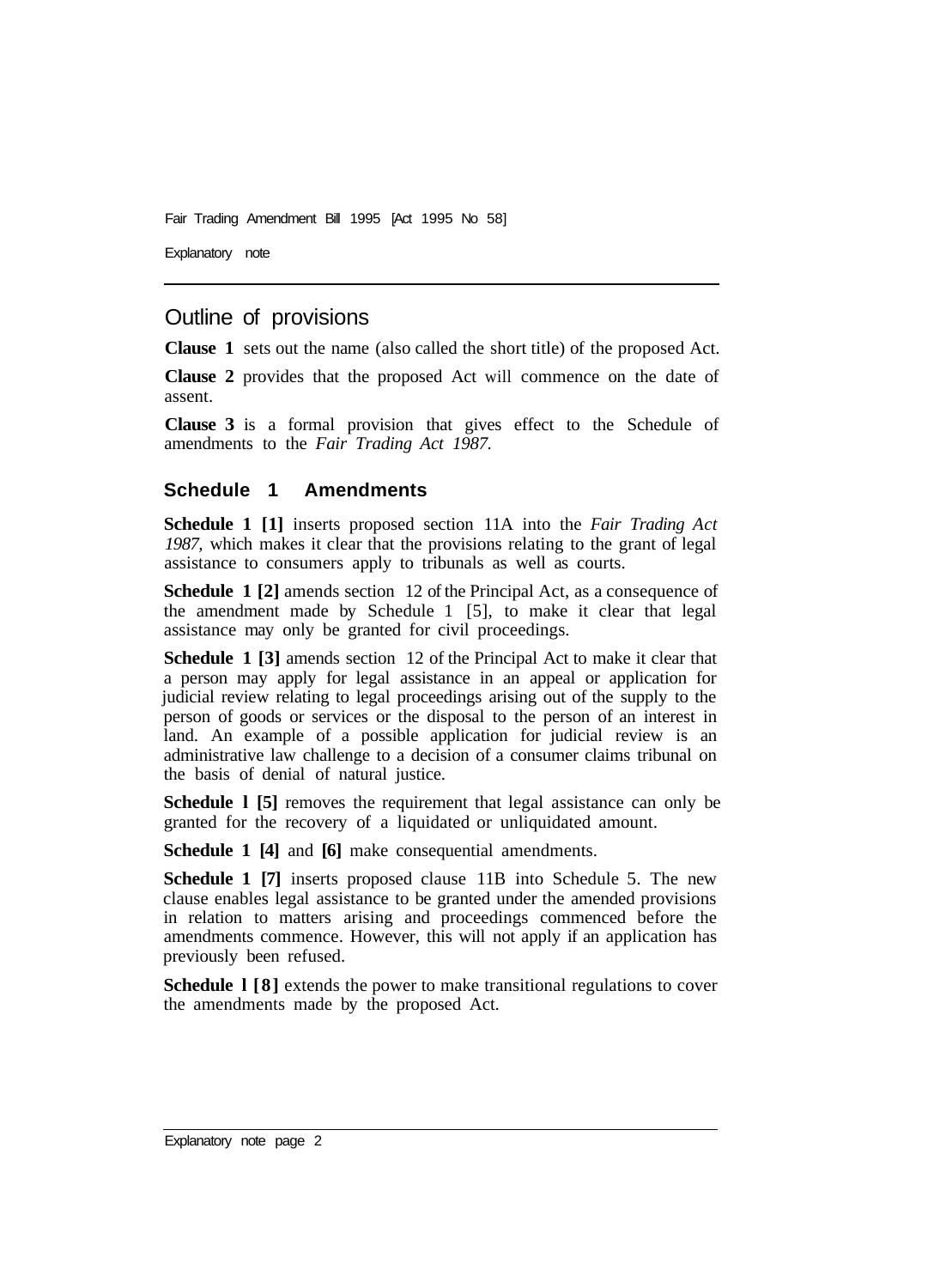## Outline of provisions

**Clause 1** sets out the name (also called the short title) of the proposed Act.

**Clause 2** provides that the proposed Act will commence on the date of assent.

**Clause 3** is a formal provision that gives effect to the Schedule of amendments to the *Fair Trading Act 1987.*

### Schedule 1 Amendments

**Schedule 1 [1]** inserts proposed section 11A into the *Fair Trading Act 1987,* which makes it clear that the provisions relating to the grant of legal assistance to consumers apply to tribunals as well as courts.

**Schedule 1 [2]** amends section 12 of the Principal Act, as a consequence of the amendment made by Schedule 1 [5], to make it clear that legal assistance may only be granted for civil proceedings.

**Schedule 1 [3]** amends section 12 of the Principal Act to make it clear that a person may apply for legal assistance in an appeal or application for judicial review relating to legal proceedings arising out of the supply to the person of goods or services or the disposal to the person of an interest in land. An example of a possible application for judicial review is an administrative law challenge to a decision of a consumer claims tribunal on the basis of denial of natural justice.

**Schedule 1 [5]** removes the requirement that legal assistance can only be granted for the recovery of a liquidated or unliquidated amount.

**Schedule 1 [4]** and **[6]** make consequential amendments.

**Schedule 1 [7]** inserts proposed clause 11B into Schedule 5. The new clause enables legal assistance to be granted under the amended provisions in relation to matters arising and proceedings commenced before the amendments commence. However, this will not apply if an application has previously been refused.

**Schedule 1 [8]** extends the power to make transitional regulations to cover the amendments made by the proposed Act.